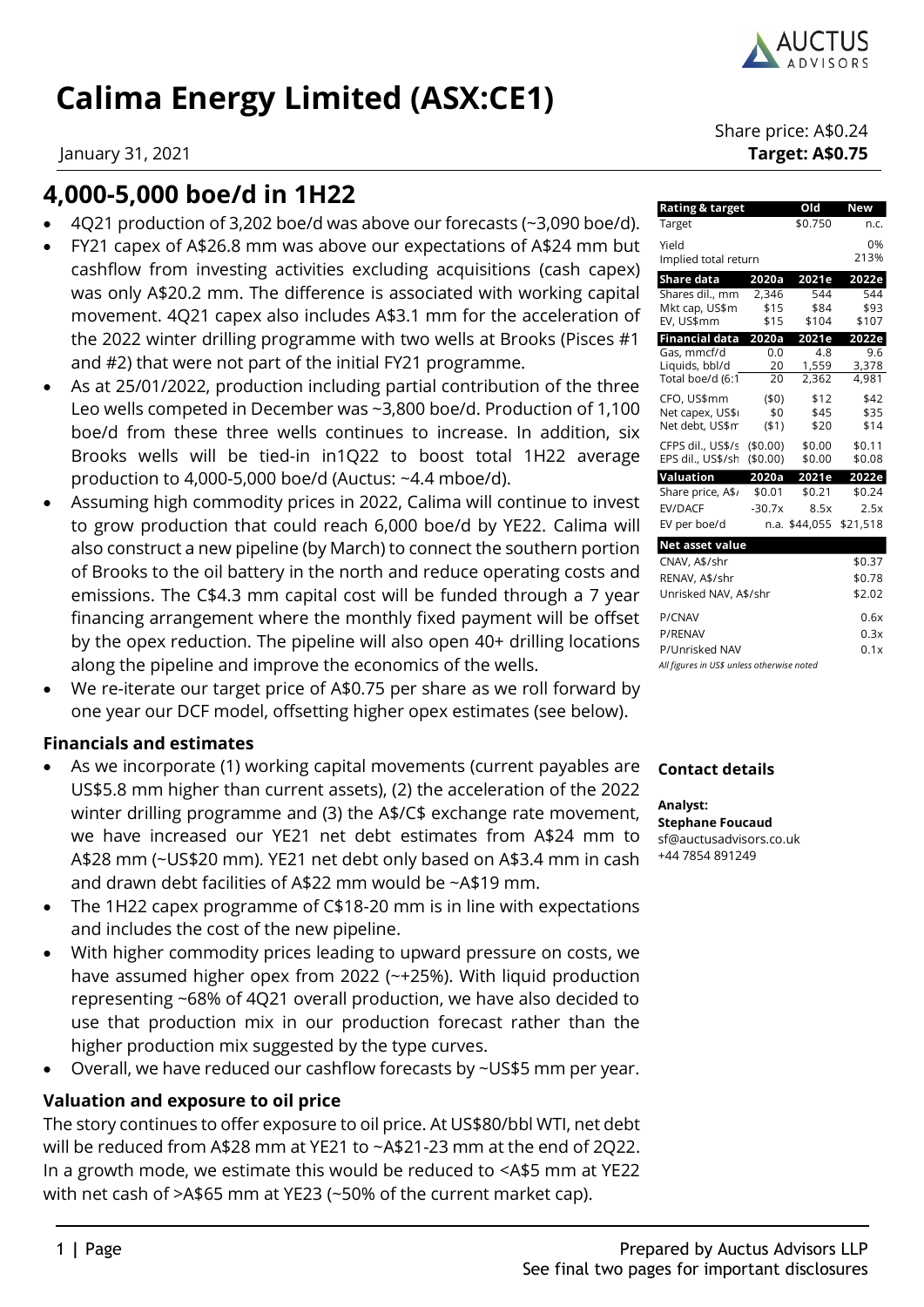# Calima Energy Limited (ASX:CE1)

January 31, 2021

Share price: A$0.24
**Target: A$0.75**

## 4,000-5,000 boe/d in 1H22

- 4Q21 production of 3,202 boe/d was above our forecasts (~3,090 boe/d).
- FY21 capex of A$26.8 mm was above our expectations of A$24 mm but cashflow from investing activities excluding acquisitions (cash capex) was only A$20.2 mm. The difference is associated with working capital movement. 4Q21 capex also includes A$3.1 mm for the acceleration of the 2022 winter drilling programme with two wells at Brooks (Pisces #1 and #2) that were not part of the initial FY21 programme.
- As at 25/01/2022, production including partial contribution of the three Leo wells competed in December was ~3,800 boe/d. Production of 1,100 boe/d from these three wells continues to increase. In addition, six Brooks wells will be tied-in in1Q22 to boost total 1H22 average production to 4,000-5,000 boe/d (Auctus: ~4.4 mboe/d).
- Assuming high commodity prices in 2022, Calima will continue to invest to grow production that could reach 6,000 boe/d by YE22. Calima will also construct a new pipeline (by March) to connect the southern portion of Brooks to the oil battery in the north and reduce operating costs and emissions. The C$4.3 mm capital cost will be funded through a 7 year financing arrangement where the monthly fixed payment will be offset by the opex reduction. The pipeline will also open 40+ drilling locations along the pipeline and improve the economics of the wells.
- We re-iterate our target price of A$0.75 per share as we roll forward by one year our DCF model, offsetting higher opex estimates (see below).

### Financials and estimates

- As we incorporate (1) working capital movements (current payables are US$5.8 mm higher than current assets), (2) the acceleration of the 2022 winter drilling programme and (3) the A$/C$ exchange rate movement, we have increased our YE21 net debt estimates from A$24 mm to A$28 mm (~US$20 mm). YE21 net debt only based on A$3.4 mm in cash and drawn debt facilities of A$22 mm would be ~A$19 mm.
- The 1H22 capex programme of C$18-20 mm is in line with expectations and includes the cost of the new pipeline.
- With higher commodity prices leading to upward pressure on costs, we have assumed higher opex from 2022 (~+25%). With liquid production representing ~68% of 4Q21 overall production, we have also decided to use that production mix in our production forecast rather than the higher production mix suggested by the type curves.
- Overall, we have reduced our cashflow forecasts by ~US$5 mm per year.

### Valuation and exposure to oil price

The story continues to offer exposure to oil price. At US$80/bbl WTI, net debt will be reduced from A$28 mm at YE21 to ~A$21-23 mm at the end of 2Q22. In a growth mode, we estimate this would be reduced to <A$5 mm at YE22 with net cash of >A$65 mm at YE23 (~50% of the current market cap).

| Rating & target | | Old | New |
|---|---|---|---|
| Target | | $0.750 | n.c. |
| Yield | | | 0% |
| Implied total return | | | 213% |
| **Share data** | **2020a** | **2021e** | **2022e** |
| Shares dil., mm | 2,346 | 544 | 544 |
| Mkt cap, US$m | $15 | $84 | $93 |
| EV, US$mm | $15 | $104 | $107 |
| **Financial data** | **2020a** | **2021e** | **2022e** |
| Gas, mmcf/d | 0.0 | 4.8 | 9.6 |
| Liquids, bbl/d | 20 | 1,559 | 3,378 |
| Total boe/d (6:1 | 20 | 2,362 | 4,981 |
| CFO, US$mm | ($0) | $12 | $42 |
| Net capex, US$ | $0 | $45 | $35 |
| Net debt, US$m | ($1) | $20 | $14 |
| CFPS dil., US$/s | ($0.00) | $0.00 | $0.11 |
| EPS dil., US$/sh | ($0.00) | $0.00 | $0.08 |
| **Valuation** | **2020a** | **2021e** | **2022e** |
| Share price, A$ | $0.01 | $0.21 | $0.24 |
| EV/DACF | -30.7x | 8.5x | 2.5x |
| EV per boe/d | n.a. | $44,055 | $21,518 |

| Net asset value | |
|---|---|
| CNAV, A$/shr | $0.37 |
| RENAV, A$/shr | $0.78 |
| Unrisked NAV, A$/shr | $2.02 |
| P/CNAV | 0.6x |
| P/RENAV | 0.3x |
| P/Unrisked NAV | 0.1x |

*All figures in US$ unless otherwise noted*

**Contact details**

**Analyst:**
**Stephane Foucaud**
sf@auctusadvisors.co.uk
+44 7854 891249

Prepared by Auctus Advisors LLP
See final two pages for important disclosures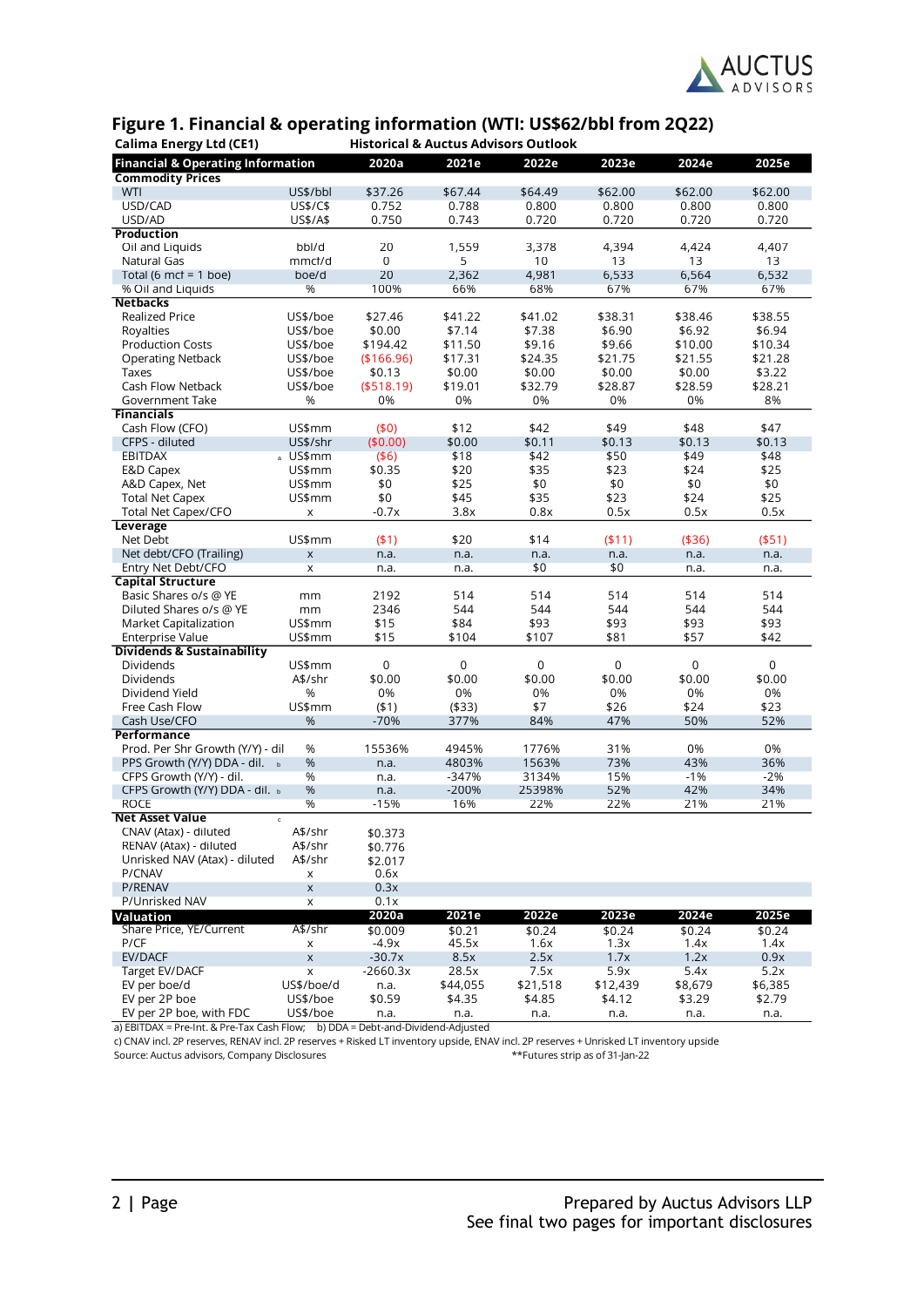## Figure 1. Financial & operating information (WTI: US$62/bbl from 2Q22)

**Calima Energy Ltd (CE1)** — **Historical & Auctus Advisors Outlook**

| Financial & Operating Information | | 2020a | 2021e | 2022e | 2023e | 2024e | 2025e |
|---|---|---|---|---|---|---|---|
| **Commodity Prices** | | | | | | | |
| WTI | US$/bbl | $37.26 | $67.44 | $64.49 | $62.00 | $62.00 | $62.00 |
| USD/CAD | US$/C$ | 0.752 | 0.788 | 0.800 | 0.800 | 0.800 | 0.800 |
| USD/AD | US$/A$ | 0.750 | 0.743 | 0.720 | 0.720 | 0.720 | 0.720 |
| **Production** | | | | | | | |
| Oil and Liquids | bbl/d | 20 | 1,559 | 3,378 | 4,394 | 4,424 | 4,407 |
| Natural Gas | mmcf/d | 0 | 5 | 10 | 13 | 13 | 13 |
| Total (6 mcf = 1 boe) | boe/d | 20 | 2,362 | 4,981 | 6,533 | 6,564 | 6,532 |
| % Oil and Liquids | % | 100% | 66% | 68% | 67% | 67% | 67% |
| **Netbacks** | | | | | | | |
| Realized Price | US$/boe | $27.46 | $41.22 | $41.02 | $38.31 | $38.46 | $38.55 |
| Royalties | US$/boe | $0.00 | $7.14 | $7.38 | $6.90 | $6.92 | $6.94 |
| Production Costs | US$/boe | $194.42 | $11.50 | $9.16 | $9.66 | $10.00 | $10.34 |
| Operating Netback | US$/boe | ($166.96) | $17.31 | $24.35 | $21.75 | $21.55 | $21.28 |
| Taxes | US$/boe | $0.13 | $0.00 | $0.00 | $0.00 | $0.00 | $3.22 |
| Cash Flow Netback | US$/boe | ($518.19) | $19.01 | $32.79 | $28.87 | $28.59 | $28.21 |
| Government Take | % | 0% | 0% | 0% | 0% | 0% | 8% |
| **Financials** | | | | | | | |
| Cash Flow (CFO) | US$mm | ($0) | $12 | $42 | $49 | $48 | $47 |
| CFPS - diluted | US$/shr | ($0.00) | $0.00 | $0.11 | $0.13 | $0.13 | $0.13 |
| EBITDAX [a] | US$mm | ($6) | $18 | $42 | $50 | $49 | $48 |
| E&D Capex | US$mm | $0.35 | $20 | $35 | $23 | $24 | $25 |
| A&D Capex, Net | US$mm | $0 | $25 | $0 | $0 | $0 | $0 |
| Total Net Capex | US$mm | $0 | $45 | $35 | $23 | $24 | $25 |
| Total Net Capex/CFO | x | -0.7x | 3.8x | 0.8x | 0.5x | 0.5x | 0.5x |
| **Leverage** | | | | | | | |
| Net Debt | US$mm | ($1) | $20 | $14 | ($11) | ($36) | ($51) |
| Net debt/CFO (Trailing) | x | n.a. | n.a. | n.a. | n.a. | n.a. | n.a. |
| Entry Net Debt/CFO | x | n.a. | n.a. | $0 | $0 | n.a. | n.a. |
| **Capital Structure** | | | | | | | |
| Basic Shares o/s @ YE | mm | 2192 | 514 | 514 | 514 | 514 | 514 |
| Diluted Shares o/s @ YE | mm | 2346 | 544 | 544 | 544 | 544 | 544 |
| Market Capitalization | US$mm | $15 | $84 | $93 | $93 | $93 | $93 |
| Enterprise Value | US$mm | $15 | $104 | $107 | $81 | $57 | $42 |
| **Dividends & Sustainability** | | | | | | | |
| Dividends | US$mm | 0 | 0 | 0 | 0 | 0 | 0 |
| Dividends | A$/shr | $0.00 | $0.00 | $0.00 | $0.00 | $0.00 | $0.00 |
| Dividend Yield | % | 0% | 0% | 0% | 0% | 0% | 0% |
| Free Cash Flow | US$mm | ($1) | ($33) | $7 | $26 | $24 | $23 |
| Cash Use/CFO | % | -70% | 377% | 84% | 47% | 50% | 52% |
| **Performance** | | | | | | | |
| Prod. Per Shr Growth (Y/Y) - dil | % | 15536% | 4945% | 1776% | 31% | 0% | 0% |
| PPS Growth (Y/Y) DDA - dil. [b] | % | n.a. | 4803% | 1563% | 73% | 43% | 36% |
| CFPS Growth (Y/Y) - dil. | % | n.a. | -347% | 3134% | 15% | -1% | -2% |
| CFPS Growth (Y/Y) DDA - dil. [b] | % | n.a. | -200% | 25398% | 52% | 42% | 34% |
| ROCE | % | -15% | 16% | 22% | 22% | 21% | 21% |
| **Net Asset Value** [c] | | | | | | | |
| CNAV (Atax) - diluted | A$/shr | $0.373 | | | | | |
| RENAV (Atax) - diluted | A$/shr | $0.776 | | | | | |
| Unrisked NAV (Atax) - diluted | A$/shr | $2.017 | | | | | |
| P/CNAV | x | 0.6x | | | | | |
| P/RENAV | x | 0.3x | | | | | |
| P/Unrisked NAV | x | 0.1x | | | | | |
| **Valuation** | | **2020a** | **2021e** | **2022e** | **2023e** | **2024e** | **2025e** |
| Share Price, YE/Current | A$/shr | $0.009 | $0.21 | $0.24 | $0.24 | $0.24 | $0.24 |
| P/CF | x | -4.9x | 45.5x | 1.6x | 1.3x | 1.4x | 1.4x |
| EV/DACF | x | -30.7x | 8.5x | 2.5x | 1.7x | 1.2x | 0.9x |
| Target EV/DACF | x | -2660.3x | 28.5x | 7.5x | 5.9x | 5.4x | 5.2x |
| EV per boe/d | US$/boe/d | n.a. | $44,055 | $21,518 | $12,439 | $8,679 | $6,385 |
| EV per 2P boe | US$/boe | $0.59 | $4.35 | $4.85 | $4.12 | $3.29 | $2.79 |
| EV per 2P boe, with FDC | US$/boe | n.a. | n.a. | n.a. | n.a. | n.a. | n.a. |

a) EBITDAX = Pre-Int. & Pre-Tax Cash Flow; b) DDA = Debt-and-Dividend-Adjusted

c) CNAV incl. 2P reserves, RENAV incl. 2P reserves + Risked LT inventory upside, ENAV incl. 2P reserves + Unrisked LT inventory upside

Source: Auctus advisors, Company Disclosures **Futures strip as of 31-Jan-22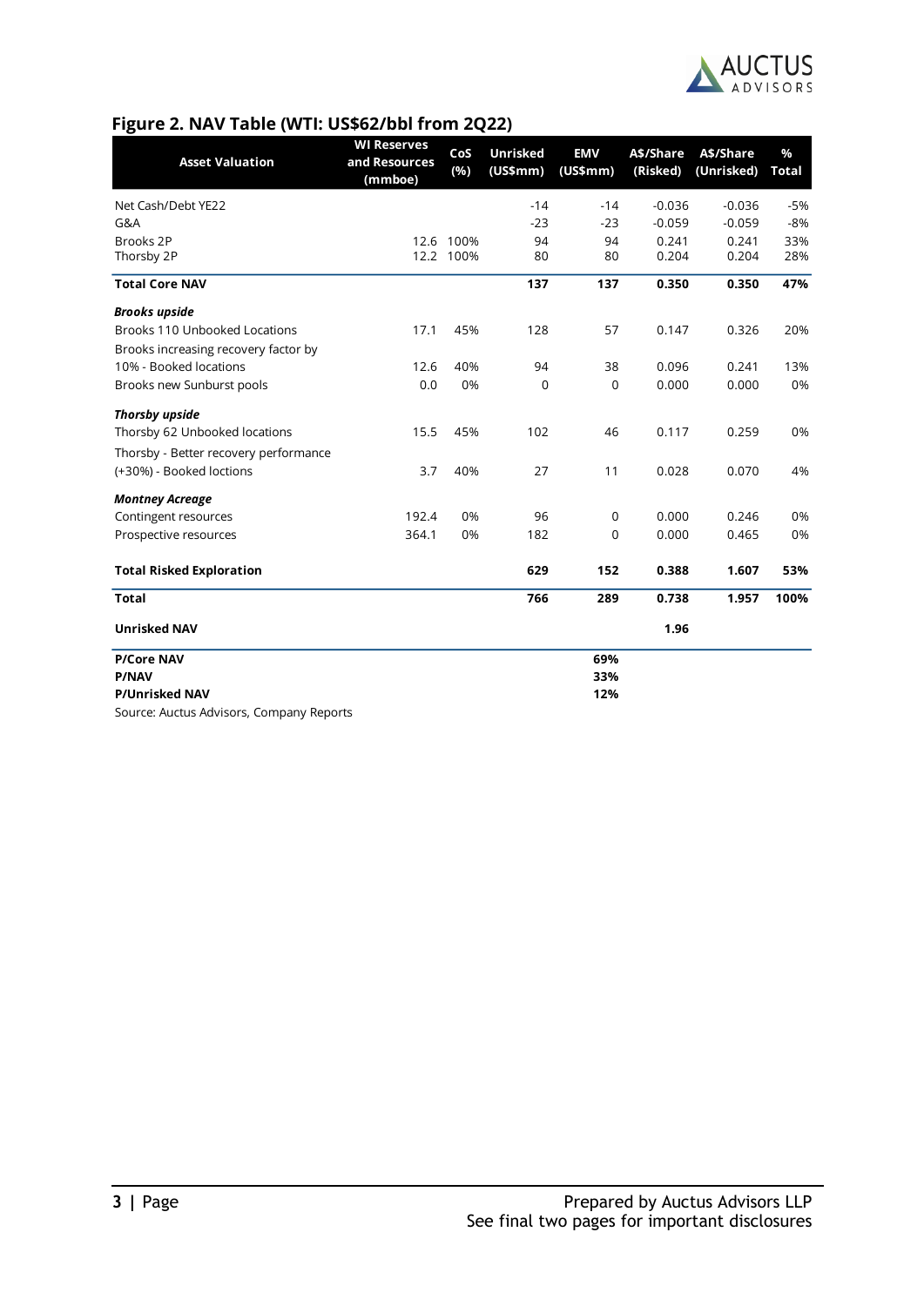## Figure 2. NAV Table (WTI: US$62/bbl from 2Q22)

| Asset Valuation | WI Reserves and Resources (mmboe) | CoS (%) | Unrisked (US$mm) | EMV (US$mm) | A$/Share (Risked) | A$/Share (Unrisked) | % Total |
|---|---|---|---|---|---|---|---|
| Net Cash/Debt YE22 | | | -14 | -14 | -0.036 | -0.036 | -5% |
| G&A | | | -23 | -23 | -0.059 | -0.059 | -8% |
| Brooks 2P | 12.6 | 100% | 94 | 94 | 0.241 | 0.241 | 33% |
| Thorsby 2P | 12.2 | 100% | 80 | 80 | 0.204 | 0.204 | 28% |
| **Total Core NAV** | | | **137** | **137** | **0.350** | **0.350** | **47%** |
| ***Brooks upside*** | | | | | | | |
| Brooks 110 Unbooked Locations | 17.1 | 45% | 128 | 57 | 0.147 | 0.326 | 20% |
| Brooks increasing recovery factor by 10% - Booked locations | 12.6 | 40% | 94 | 38 | 0.096 | 0.241 | 13% |
| Brooks new Sunburst pools | 0.0 | 0% | 0 | 0 | 0.000 | 0.000 | 0% |
| ***Thorsby upside*** | | | | | | | |
| Thorsby 62 Unbooked locations | 15.5 | 45% | 102 | 46 | 0.117 | 0.259 | 0% |
| Thorsby - Better recovery performance (+30%) - Booked loctions | 3.7 | 40% | 27 | 11 | 0.028 | 0.070 | 4% |
| ***Montney Acreage*** | | | | | | | |
| Contingent resources | 192.4 | 0% | 96 | 0 | 0.000 | 0.246 | 0% |
| Prospective resources | 364.1 | 0% | 182 | 0 | 0.000 | 0.465 | 0% |
| **Total Risked Exploration** | | | **629** | **152** | **0.388** | **1.607** | **53%** |
| **Total** | | | **766** | **289** | **0.738** | **1.957** | **100%** |
| **Unrisked NAV** | | | | | **1.96** | | |
| **P/Core NAV** | | | | **69%** | | | |
| **P/NAV** | | | | **33%** | | | |
| **P/Unrisked NAV** | | | | **12%** | | | |

Source: Auctus Advisors, Company Reports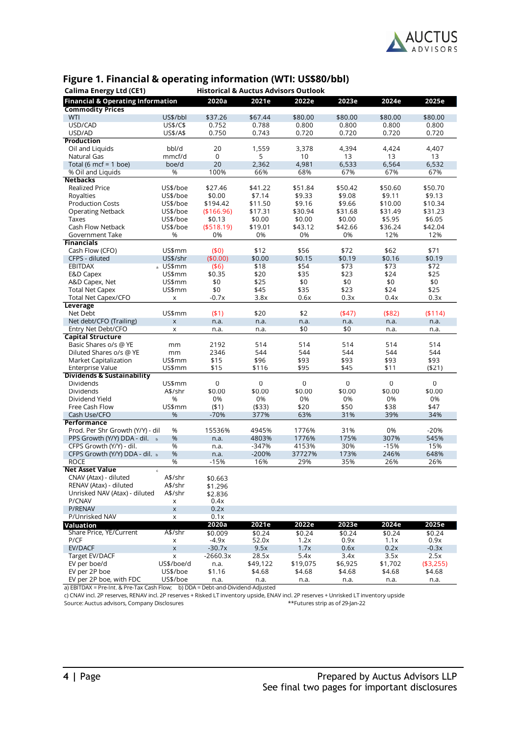## Figure 1. Financial & operating information (WTI: US$80/bbl)

**Calima Energy Ltd (CE1)** — **Historical & Auctus Advisors Outlook**

| Financial & Operating Information | | 2020a | 2021e | 2022e | 2023e | 2024e | 2025e |
|---|---|---|---|---|---|---|---|
| **Commodity Prices** | | | | | | | |
| WTI | US$/bbl | $37.26 | $67.44 | $80.00 | $80.00 | $80.00 | $80.00 |
| USD/CAD | US$/C$ | 0.752 | 0.788 | 0.800 | 0.800 | 0.800 | 0.800 |
| USD/AD | US$/A$ | 0.750 | 0.743 | 0.720 | 0.720 | 0.720 | 0.720 |
| **Production** | | | | | | | |
| Oil and Liquids | bbl/d | 20 | 1,559 | 3,378 | 4,394 | 4,424 | 4,407 |
| Natural Gas | mmcf/d | 0 | 5 | 10 | 13 | 13 | 13 |
| Total (6 mcf = 1 boe) | boe/d | 20 | 2,362 | 4,981 | 6,533 | 6,564 | 6,532 |
| % Oil and Liquids | % | 100% | 66% | 68% | 67% | 67% | 67% |
| **Netbacks** | | | | | | | |
| Realized Price | US$/boe | $27.46 | $41.22 | $51.84 | $50.42 | $50.60 | $50.70 |
| Royalties | US$/boe | $0.00 | $7.14 | $9.33 | $9.08 | $9.11 | $9.13 |
| Production Costs | US$/boe | $194.42 | $11.50 | $9.16 | $9.66 | $10.00 | $10.34 |
| Operating Netback | US$/boe | ($166.96) | $17.31 | $30.94 | $31.68 | $31.49 | $31.23 |
| Taxes | US$/boe | $0.13 | $0.00 | $0.00 | $0.00 | $5.95 | $6.05 |
| Cash Flow Netback | US$/boe | ($518.19) | $19.01 | $43.12 | $42.66 | $36.24 | $42.04 |
| Government Take | % | 0% | 0% | 0% | 0% | 12% | 12% |
| **Financials** | | | | | | | |
| Cash Flow (CFO) | US$mm | ($0) | $12 | $56 | $72 | $62 | $71 |
| CFPS - diluted | US$/shr | ($0.00) | $0.00 | $0.15 | $0.19 | $0.16 | $0.19 |
| EBITDAX [a] | US$mm | ($6) | $18 | $54 | $73 | $73 | $72 |
| E&D Capex | US$mm | $0.35 | $20 | $35 | $23 | $24 | $25 |
| A&D Capex, Net | US$mm | $0 | $25 | $0 | $0 | $0 | $0 |
| Total Net Capex | US$mm | $0 | $45 | $35 | $23 | $24 | $25 |
| Total Net Capex/CFO | x | -0.7x | 3.8x | 0.6x | 0.3x | 0.4x | 0.3x |
| **Leverage** | | | | | | | |
| Net Debt | US$mm | ($1) | $20 | $2 | ($47) | ($82) | ($114) |
| Net debt/CFO (Trailing) | x | n.a. | n.a. | n.a. | n.a. | n.a. | n.a. |
| Entry Net Debt/CFO | x | n.a. | n.a. | $0 | $0 | n.a. | n.a. |
| **Capital Structure** | | | | | | | |
| Basic Shares o/s @ YE | mm | 2192 | 514 | 514 | 514 | 514 | 514 |
| Diluted Shares o/s @ YE | mm | 2346 | 544 | 544 | 544 | 544 | 544 |
| Market Capitalization | US$mm | $15 | $96 | $93 | $93 | $93 | $93 |
| Enterprise Value | US$mm | $15 | $116 | $95 | $45 | $11 | ($21) |
| **Dividends & Sustainability** | | | | | | | |
| Dividends | US$mm | 0 | 0 | 0 | 0 | 0 | 0 |
| Dividends | A$/shr | $0.00 | $0.00 | $0.00 | $0.00 | $0.00 | $0.00 |
| Dividend Yield | % | 0% | 0% | 0% | 0% | 0% | 0% |
| Free Cash Flow | US$mm | ($1) | ($33) | $20 | $50 | $38 | $47 |
| Cash Use/CFO | % | -70% | 377% | 63% | 31% | 39% | 34% |
| **Performance** | | | | | | | |
| Prod. Per Shr Growth (Y/Y) - dil | % | 15536% | 4945% | 1776% | 31% | 0% | -20% |
| PPS Growth (Y/Y) DDA - dil. [b] | % | n.a. | 4803% | 1776% | 175% | 307% | 545% |
| CFPS Growth (Y/Y) - dil. | % | n.a. | -347% | 4153% | 30% | -15% | 15% |
| CFPS Growth (Y/Y) DDA - dil. [b] | % | n.a. | -200% | 37727% | 173% | 246% | 648% |
| ROCE | % | -15% | 16% | 29% | 35% | 26% | 26% |
| **Net Asset Value** [c] | | | | | | | |
| CNAV (Atax) - diluted | A$/shr | $0.663 | | | | | |
| RENAV (Atax) - diluted | A$/shr | $1.296 | | | | | |
| Unrisked NAV (Atax) - diluted | A$/shr | $2.836 | | | | | |
| P/CNAV | x | 0.4x | | | | | |
| P/RENAV | x | 0.2x | | | | | |
| P/Unrisked NAV | x | 0.1x | | | | | |
| **Valuation** | | **2020a** | **2021e** | **2022e** | **2023e** | **2024e** | **2025e** |
| Share Price, YE/Current | A$/shr | $0.009 | $0.24 | $0.24 | $0.24 | $0.24 | $0.24 |
| P/CF | x | -4.9x | 52.0x | 1.2x | 0.9x | 1.1x | 0.9x |
| EV/DACF | x | -30.7x | 9.5x | 1.7x | 0.6x | 0.2x | -0.3x |
| Target EV/DACF | x | -2660.3x | 28.5x | 5.4x | 3.4x | 3.5x | 2.5x |
| EV per boe/d | US$/boe/d | n.a. | $49,122 | $19,075 | $6,925 | $1,702 | ($3,255) |
| EV per 2P boe | US$/boe | $1.16 | $4.68 | $4.68 | $4.68 | $4.68 | $4.68 |
| EV per 2P boe, with FDC | US$/boe | n.a. | n.a. | n.a. | n.a. | n.a. | n.a. |

a) EBITDAX = Pre-Int. & Pre-Tax Cash Flow; b) DDA = Debt-and-Dividend-Adjusted

c) CNAV incl. 2P reserves, RENAV incl. 2P reserves + Risked LT inventory upside, ENAV incl. 2P reserves + Unrisked LT inventory upside

Source: Auctus advisors, Company Disclosures

**Futures strip as of 29-Jan-22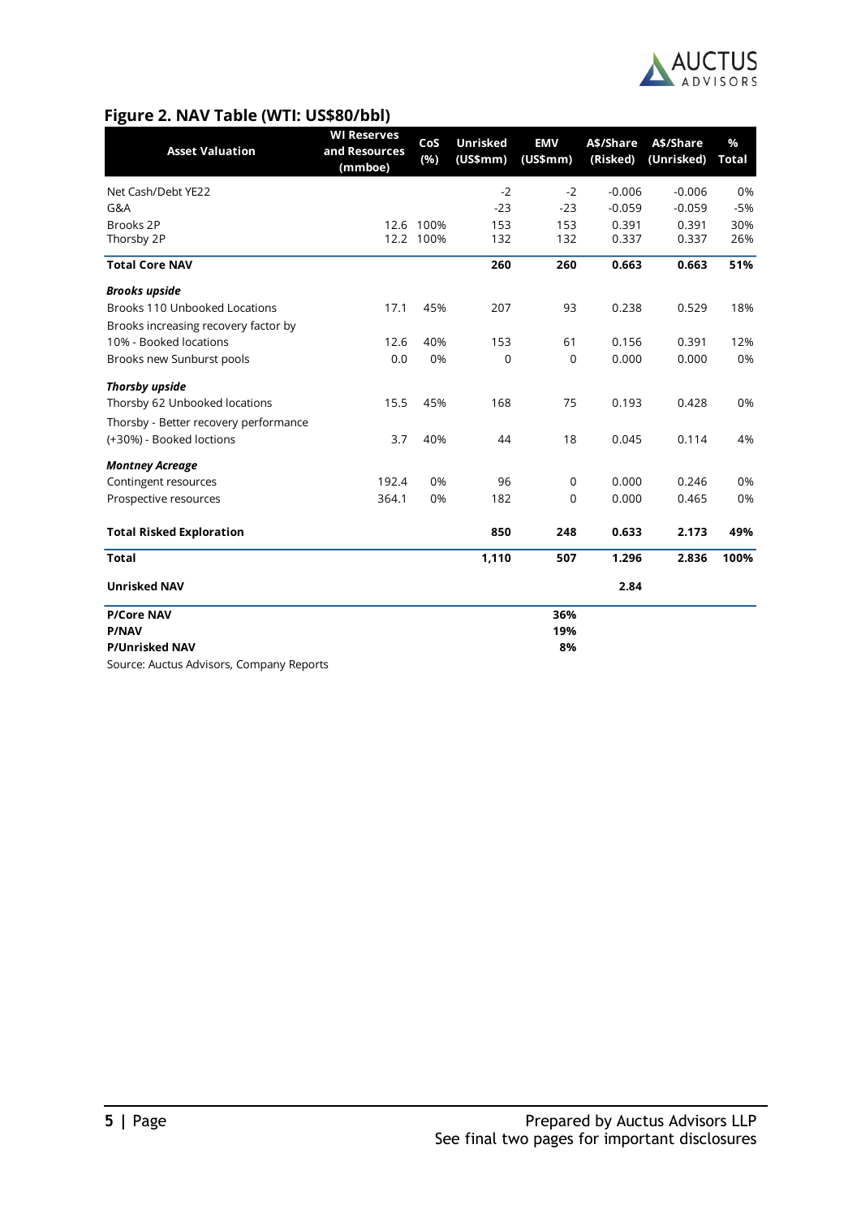## Figure 2. NAV Table (WTI: US$80/bbl)

| Asset Valuation | WI Reserves and Resources (mmboe) | CoS (%) | Unrisked (US$mm) | EMV (US$mm) | A$/Share (Risked) | A$/Share (Unrisked) | % Total |
|---|---|---|---|---|---|---|---|
| Net Cash/Debt YE22 | | | -2 | -2 | -0.006 | -0.006 | 0% |
| G&A | | | -23 | -23 | -0.059 | -0.059 | -5% |
| Brooks 2P | 12.6 | 100% | 153 | 153 | 0.391 | 0.391 | 30% |
| Thorsby 2P | 12.2 | 100% | 132 | 132 | 0.337 | 0.337 | 26% |
| **Total Core NAV** | | | **260** | **260** | **0.663** | **0.663** | **51%** |
| ***Brooks upside*** | | | | | | | |
| Brooks 110 Unbooked Locations | 17.1 | 45% | 207 | 93 | 0.238 | 0.529 | 18% |
| Brooks increasing recovery factor by 10% - Booked locations | 12.6 | 40% | 153 | 61 | 0.156 | 0.391 | 12% |
| Brooks new Sunburst pools | 0.0 | 0% | 0 | 0 | 0.000 | 0.000 | 0% |
| ***Thorsby upside*** | | | | | | | |
| Thorsby 62 Unbooked locations | 15.5 | 45% | 168 | 75 | 0.193 | 0.428 | 0% |
| Thorsby - Better recovery performance (+30%) - Booked loctions | 3.7 | 40% | 44 | 18 | 0.045 | 0.114 | 4% |
| ***Montney Acreage*** | | | | | | | |
| Contingent resources | 192.4 | 0% | 96 | 0 | 0.000 | 0.246 | 0% |
| Prospective resources | 364.1 | 0% | 182 | 0 | 0.000 | 0.465 | 0% |
| **Total Risked Exploration** | | | **850** | **248** | **0.633** | **2.173** | **49%** |
| **Total** | | | **1,110** | **507** | **1.296** | **2.836** | **100%** |
| **Unrisked NAV** | | | | | **2.84** | | |
| **P/Core NAV** | | | | **36%** | | | |
| **P/NAV** | | | | **19%** | | | |
| **P/Unrisked NAV** | | | | **8%** | | | |

Source: Auctus Advisors, Company Reports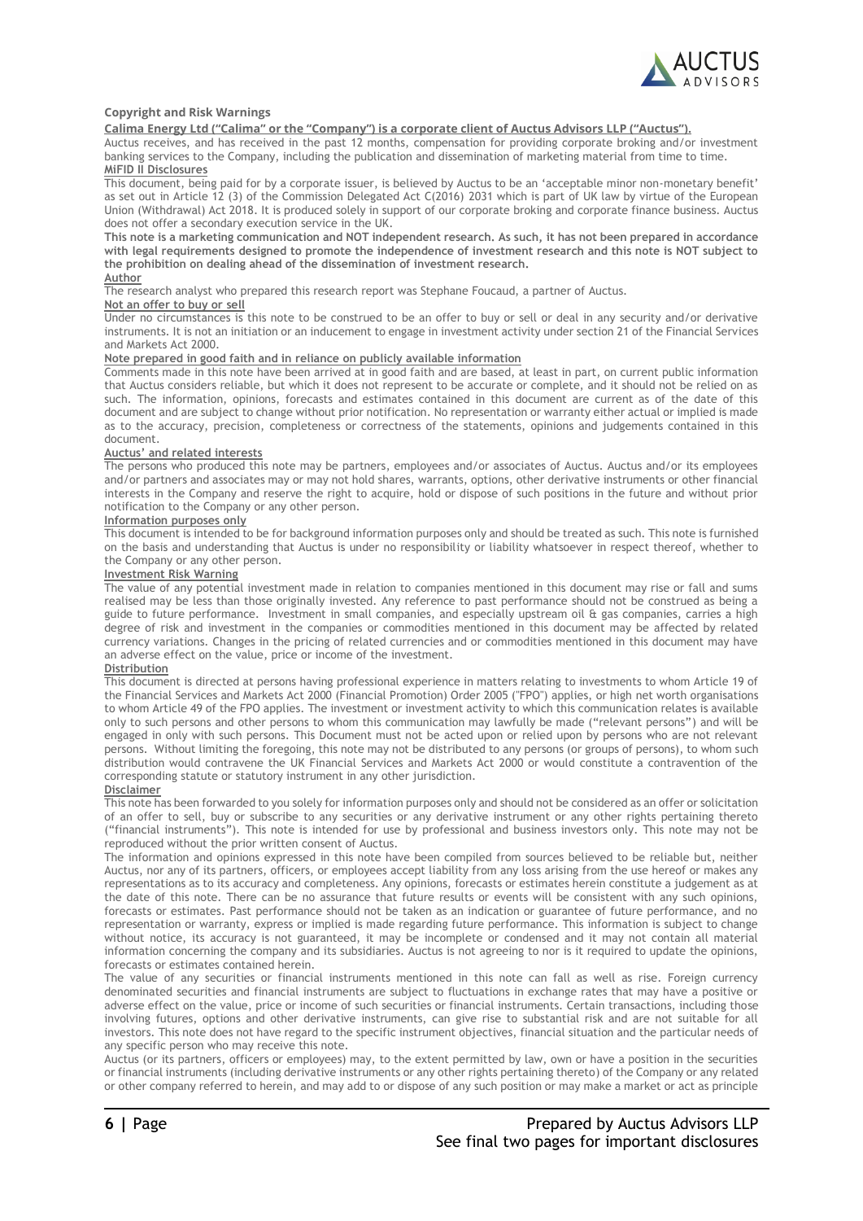## Copyright and Risk Warnings

**Calima Energy Ltd ("Calima" or the "Company") is a corporate client of Auctus Advisors LLP ("Auctus").**

Auctus receives, and has received in the past 12 months, compensation for providing corporate broking and/or investment banking services to the Company, including the publication and dissemination of marketing material from time to time.

**MiFID II Disclosures**

This document, being paid for by a corporate issuer, is believed by Auctus to be an 'acceptable minor non-monetary benefit' as set out in Article 12 (3) of the Commission Delegated Act C(2016) 2031 which is part of UK law by virtue of the European Union (Withdrawal) Act 2018. It is produced solely in support of our corporate broking and corporate finance business. Auctus does not offer a secondary execution service in the UK.

**This note is a marketing communication and NOT independent research. As such, it has not been prepared in accordance with legal requirements designed to promote the independence of investment research and this note is NOT subject to the prohibition on dealing ahead of the dissemination of investment research.**

**Author**

The research analyst who prepared this research report was Stephane Foucaud, a partner of Auctus.

**Not an offer to buy or sell**

Under no circumstances is this note to be construed to be an offer to buy or sell or deal in any security and/or derivative instruments. It is not an initiation or an inducement to engage in investment activity under section 21 of the Financial Services and Markets Act 2000.

**Note prepared in good faith and in reliance on publicly available information**

Comments made in this note have been arrived at in good faith and are based, at least in part, on current public information that Auctus considers reliable, but which it does not represent to be accurate or complete, and it should not be relied on as such. The information, opinions, forecasts and estimates contained in this document are current as of the date of this document and are subject to change without prior notification. No representation or warranty either actual or implied is made as to the accuracy, precision, completeness or correctness of the statements, opinions and judgements contained in this document.

**Auctus' and related interests**

The persons who produced this note may be partners, employees and/or associates of Auctus. Auctus and/or its employees and/or partners and associates may or may not hold shares, warrants, options, other derivative instruments or other financial interests in the Company and reserve the right to acquire, hold or dispose of such positions in the future and without prior notification to the Company or any other person.

**Information purposes only**

This document is intended to be for background information purposes only and should be treated as such. This note is furnished on the basis and understanding that Auctus is under no responsibility or liability whatsoever in respect thereof, whether to the Company or any other person.

**Investment Risk Warning**

The value of any potential investment made in relation to companies mentioned in this document may rise or fall and sums realised may be less than those originally invested. Any reference to past performance should not be construed as being a guide to future performance. Investment in small companies, and especially upstream oil & gas companies, carries a high degree of risk and investment in the companies or commodities mentioned in this document may be affected by related currency variations. Changes in the pricing of related currencies and or commodities mentioned in this document may have an adverse effect on the value, price or income of the investment.

**Distribution**

This document is directed at persons having professional experience in matters relating to investments to whom Article 19 of the Financial Services and Markets Act 2000 (Financial Promotion) Order 2005 ("FPO") applies, or high net worth organisations to whom Article 49 of the FPO applies. The investment or investment activity to which this communication relates is available only to such persons and other persons to whom this communication may lawfully be made ("relevant persons") and will be engaged in only with such persons. This Document must not be acted upon or relied upon by persons who are not relevant persons. Without limiting the foregoing, this note may not be distributed to any persons (or groups of persons), to whom such distribution would contravene the UK Financial Services and Markets Act 2000 or would constitute a contravention of the corresponding statute or statutory instrument in any other jurisdiction.

**Disclaimer**

This note has been forwarded to you solely for information purposes only and should not be considered as an offer or solicitation of an offer to sell, buy or subscribe to any securities or any derivative instrument or any other rights pertaining thereto ("financial instruments"). This note is intended for use by professional and business investors only. This note may not be reproduced without the prior written consent of Auctus.

The information and opinions expressed in this note have been compiled from sources believed to be reliable but, neither Auctus, nor any of its partners, officers, or employees accept liability from any loss arising from the use hereof or makes any representations as to its accuracy and completeness. Any opinions, forecasts or estimates herein constitute a judgement as at the date of this note. There can be no assurance that future results or events will be consistent with any such opinions, forecasts or estimates. Past performance should not be taken as an indication or guarantee of future performance, and no representation or warranty, express or implied is made regarding future performance. This information is subject to change without notice, its accuracy is not guaranteed, it may be incomplete or condensed and it may not contain all material information concerning the company and its subsidiaries. Auctus is not agreeing to nor is it required to update the opinions, forecasts or estimates contained herein.

The value of any securities or financial instruments mentioned in this note can fall as well as rise. Foreign currency denominated securities and financial instruments are subject to fluctuations in exchange rates that may have a positive or adverse effect on the value, price or income of such securities or financial instruments. Certain transactions, including those involving futures, options and other derivative instruments, can give rise to substantial risk and are not suitable for all investors. This note does not have regard to the specific instrument objectives, financial situation and the particular needs of any specific person who may receive this note.

Auctus (or its partners, officers or employees) may, to the extent permitted by law, own or have a position in the securities or financial instruments (including derivative instruments or any other rights pertaining thereto) of the Company or any related or other company referred to herein, and may add to or dispose of any such position or may make a market or act as principle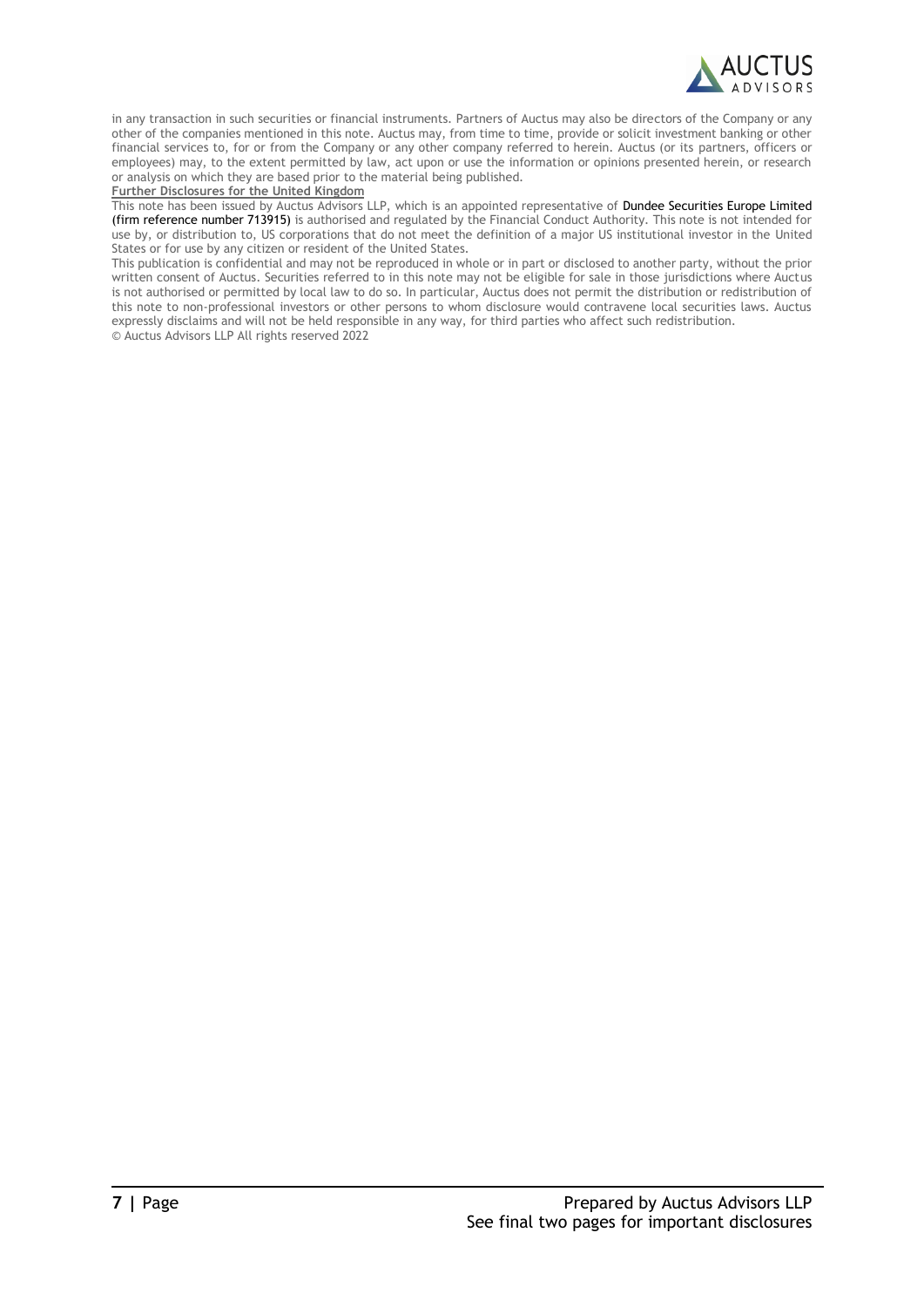in any transaction in such securities or financial instruments. Partners of Auctus may also be directors of the Company or any other of the companies mentioned in this note. Auctus may, from time to time, provide or solicit investment banking or other financial services to, for or from the Company or any other company referred to herein. Auctus (or its partners, officers or employees) may, to the extent permitted by law, act upon or use the information or opinions presented herein, or research or analysis on which they are based prior to the material being published.

**Further Disclosures for the United Kingdom**

This note has been issued by Auctus Advisors LLP, which is an appointed representative of Dundee Securities Europe Limited (firm reference number 713915) is authorised and regulated by the Financial Conduct Authority. This note is not intended for use by, or distribution to, US corporations that do not meet the definition of a major US institutional investor in the United States or for use by any citizen or resident of the United States.

This publication is confidential and may not be reproduced in whole or in part or disclosed to another party, without the prior written consent of Auctus. Securities referred to in this note may not be eligible for sale in those jurisdictions where Auctus is not authorised or permitted by local law to do so. In particular, Auctus does not permit the distribution or redistribution of this note to non-professional investors or other persons to whom disclosure would contravene local securities laws. Auctus expressly disclaims and will not be held responsible in any way, for third parties who affect such redistribution.

© Auctus Advisors LLP All rights reserved 2022